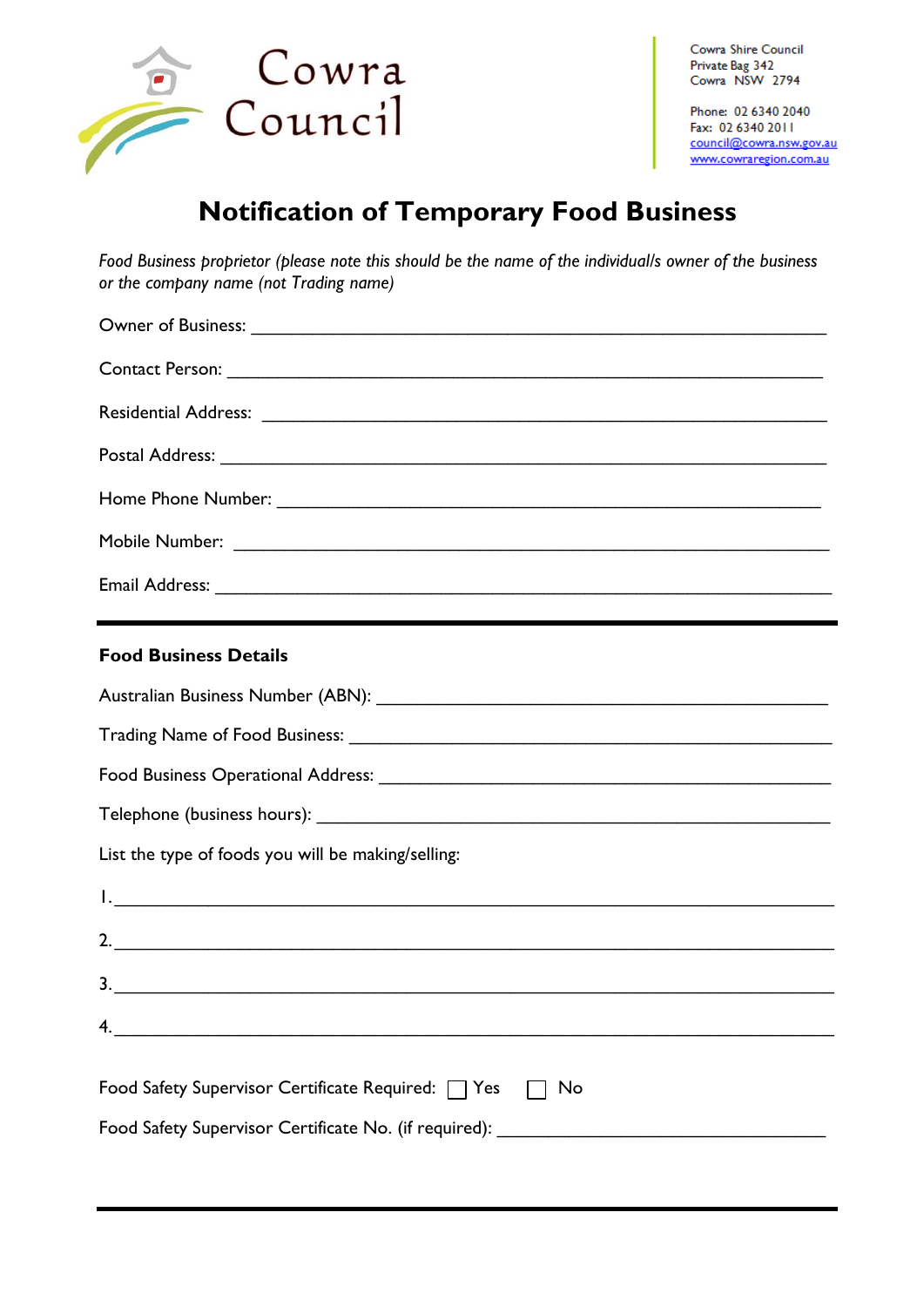Cowra Council

Cowra Shire Council
Private Bag 342
Cowra NSW 2794

Phone: 02 6340 2040
Fax: 02 6340 2011
council@cowra.nsw.gov.au
www.cowraregion.com.au

# Notification of Temporary Food Business

*Food Business proprietor (please note this should be the name of the individual/s owner of the business or the company name (not Trading name)*

Owner of Business: ____________________________________________

Contact Person: ____________________________________________

Residential Address: ____________________________________________

Postal Address: ____________________________________________

Home Phone Number: ____________________________________________

Mobile Number: ____________________________________________

Email Address: ____________________________________________

---

**Food Business Details**

Australian Business Number (ABN): ____________________________________

Trading Name of Food Business: ____________________________________

Food Business Operational Address: ____________________________________

Telephone (business hours): ____________________________________

List the type of foods you will be making/selling:

1. ____________________________________________________________
2. ____________________________________________________________
3. ____________________________________________________________
4. ____________________________________________________________

Food Safety Supervisor Certificate Required: ☐ Yes ☐ No

Food Safety Supervisor Certificate No. (if required): ______________________________

---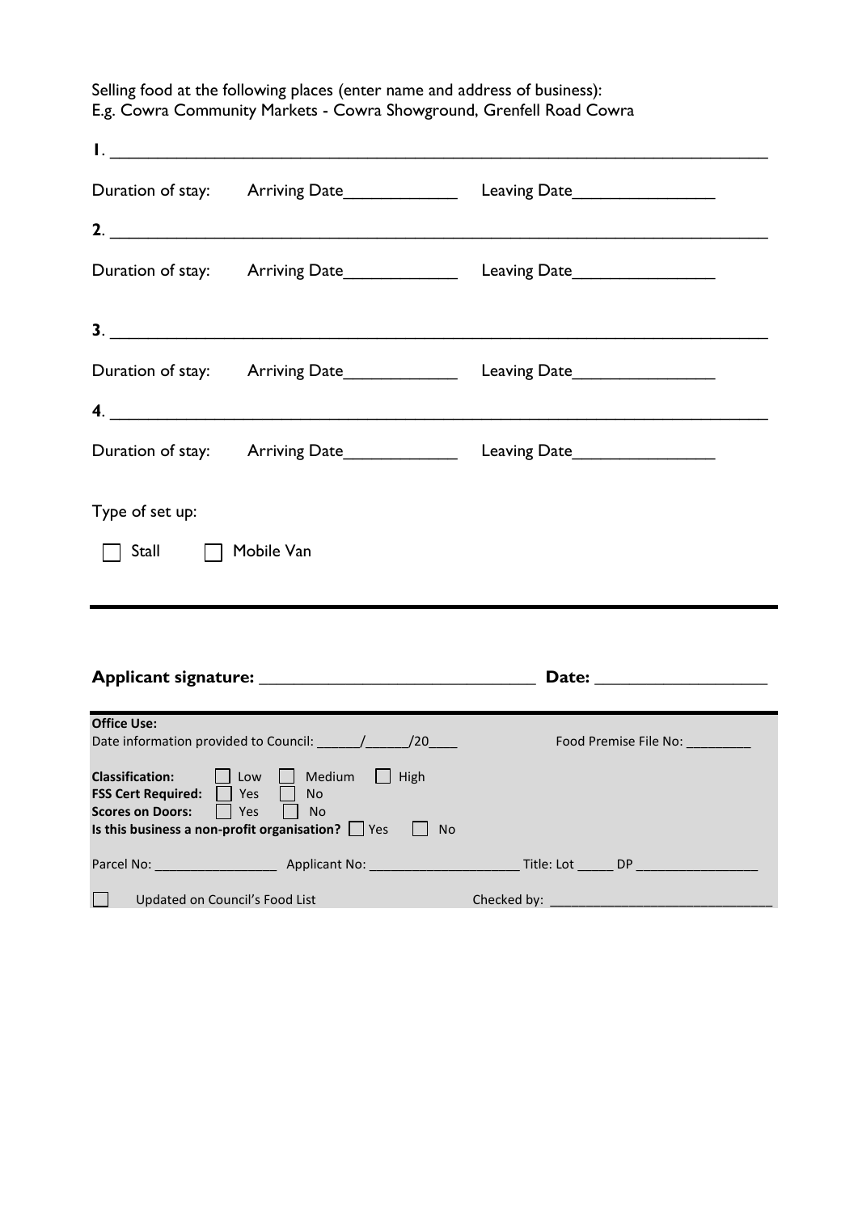Selling food at the following places (enter name and address of business):
E.g. Cowra Community Markets - Cowra Showground, Grenfell Road Cowra

**1**. ______________________________________________________________________

Duration of stay: Arriving Date_____________ Leaving Date________________

**2**. ______________________________________________________________________

Duration of stay: Arriving Date_____________ Leaving Date________________

**3**. ______________________________________________________________________

Duration of stay: Arriving Date_____________ Leaving Date________________

**4**. ______________________________________________________________________

Duration of stay: Arriving Date_____________ Leaving Date________________

Type of set up:

☐ Stall ☐ Mobile Van

---

**Applicant signature:** _______________________________ **Date:** ____________________

---

**Office Use:**

Date information provided to Council: ______/______/20____ Food Premise File No: _________

**Classification:** ☐ Low ☐ Medium ☐ High
**FSS Cert Required:** ☐ Yes ☐ No
**Scores on Doors:** ☐ Yes ☐ No
**Is this business a non-profit organisation?** ☐ Yes ☐ No

Parcel No: _________________ Applicant No: ______________________ Title: Lot _____ DP _________________

☐ Updated on Council's Food List Checked by: _______________________________